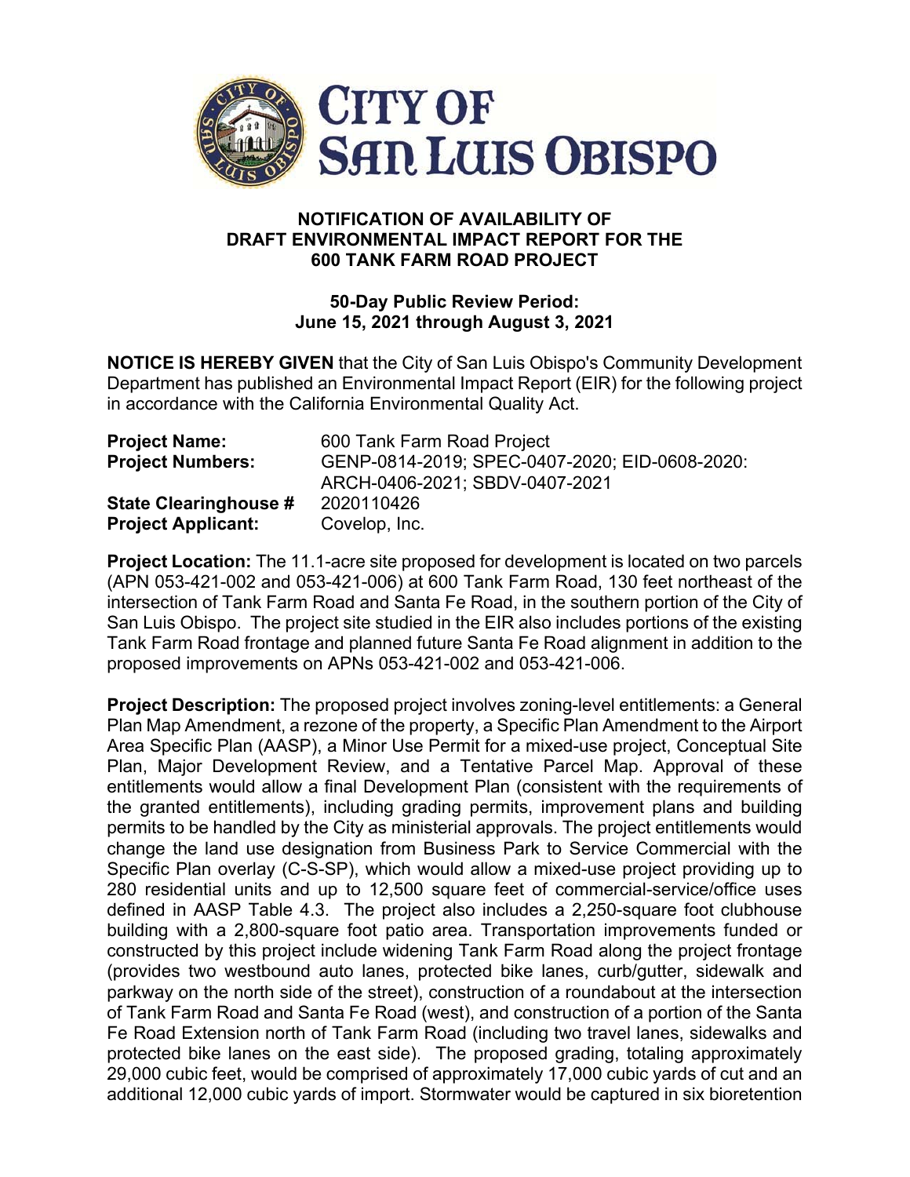# CITY OF SAN LUIS OBISPO

## NOTIFICATION OF AVAILABILITY OF DRAFT ENVIRONMENTAL IMPACT REPORT FOR THE 600 TANK FARM ROAD PROJECT

### 50-Day Public Review Period: June 15, 2021 through August 3, 2021

**NOTICE IS HEREBY GIVEN** that the City of San Luis Obispo's Community Development Department has published an Environmental Impact Report (EIR) for the following project in accordance with the California Environmental Quality Act.

**Project Name:** 600 Tank Farm Road Project
**Project Numbers:** GENP-0814-2019; SPEC-0407-2020; EID-0608-2020: ARCH-0406-2021; SBDV-0407-2021
**State Clearinghouse #** 2020110426
**Project Applicant:** Covelop, Inc.

**Project Location:** The 11.1-acre site proposed for development is located on two parcels (APN 053-421-002 and 053-421-006) at 600 Tank Farm Road, 130 feet northeast of the intersection of Tank Farm Road and Santa Fe Road, in the southern portion of the City of San Luis Obispo. The project site studied in the EIR also includes portions of the existing Tank Farm Road frontage and planned future Santa Fe Road alignment in addition to the proposed improvements on APNs 053-421-002 and 053-421-006.

**Project Description:** The proposed project involves zoning-level entitlements: a General Plan Map Amendment, a rezone of the property, a Specific Plan Amendment to the Airport Area Specific Plan (AASP), a Minor Use Permit for a mixed-use project, Conceptual Site Plan, Major Development Review, and a Tentative Parcel Map. Approval of these entitlements would allow a final Development Plan (consistent with the requirements of the granted entitlements), including grading permits, improvement plans and building permits to be handled by the City as ministerial approvals. The project entitlements would change the land use designation from Business Park to Service Commercial with the Specific Plan overlay (C-S-SP), which would allow a mixed-use project providing up to 280 residential units and up to 12,500 square feet of commercial-service/office uses defined in AASP Table 4.3. The project also includes a 2,250-square foot clubhouse building with a 2,800-square foot patio area. Transportation improvements funded or constructed by this project include widening Tank Farm Road along the project frontage (provides two westbound auto lanes, protected bike lanes, curb/gutter, sidewalk and parkway on the north side of the street), construction of a roundabout at the intersection of Tank Farm Road and Santa Fe Road (west), and construction of a portion of the Santa Fe Road Extension north of Tank Farm Road (including two travel lanes, sidewalks and protected bike lanes on the east side). The proposed grading, totaling approximately 29,000 cubic feet, would be comprised of approximately 17,000 cubic yards of cut and an additional 12,000 cubic yards of import. Stormwater would be captured in six bioretention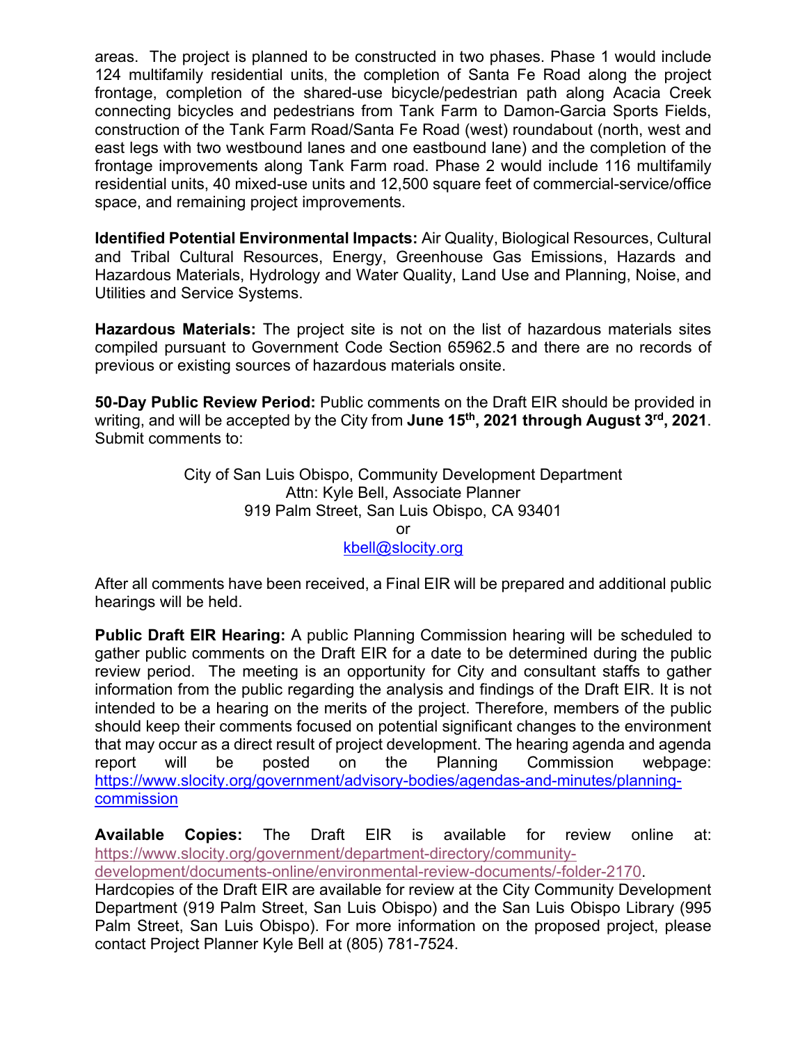areas. The project is planned to be constructed in two phases. Phase 1 would include 124 multifamily residential units, the completion of Santa Fe Road along the project frontage, completion of the shared-use bicycle/pedestrian path along Acacia Creek connecting bicycles and pedestrians from Tank Farm to Damon-Garcia Sports Fields, construction of the Tank Farm Road/Santa Fe Road (west) roundabout (north, west and east legs with two westbound lanes and one eastbound lane) and the completion of the frontage improvements along Tank Farm road. Phase 2 would include 116 multifamily residential units, 40 mixed-use units and 12,500 square feet of commercial-service/office space, and remaining project improvements.

**Identified Potential Environmental Impacts:** Air Quality, Biological Resources, Cultural and Tribal Cultural Resources, Energy, Greenhouse Gas Emissions, Hazards and Hazardous Materials, Hydrology and Water Quality, Land Use and Planning, Noise, and Utilities and Service Systems.

**Hazardous Materials:** The project site is not on the list of hazardous materials sites compiled pursuant to Government Code Section 65962.5 and there are no records of previous or existing sources of hazardous materials onsite.

**50-Day Public Review Period:** Public comments on the Draft EIR should be provided in writing, and will be accepted by the City from **June 15th, 2021 through August 3rd, 2021**. Submit comments to:

City of San Luis Obispo, Community Development Department
Attn: Kyle Bell, Associate Planner
919 Palm Street, San Luis Obispo, CA 93401
or
kbell@slocity.org

After all comments have been received, a Final EIR will be prepared and additional public hearings will be held.

**Public Draft EIR Hearing:** A public Planning Commission hearing will be scheduled to gather public comments on the Draft EIR for a date to be determined during the public review period. The meeting is an opportunity for City and consultant staffs to gather information from the public regarding the analysis and findings of the Draft EIR. It is not intended to be a hearing on the merits of the project. Therefore, members of the public should keep their comments focused on potential significant changes to the environment that may occur as a direct result of project development. The hearing agenda and agenda report will be posted on the Planning Commission webpage: https://www.slocity.org/government/advisory-bodies/agendas-and-minutes/planning-commission

**Available Copies:** The Draft EIR is available for review online at: https://www.slocity.org/government/department-directory/community-development/documents-online/environmental-review-documents/-folder-2170.
Hardcopies of the Draft EIR are available for review at the City Community Development Department (919 Palm Street, San Luis Obispo) and the San Luis Obispo Library (995 Palm Street, San Luis Obispo). For more information on the proposed project, please contact Project Planner Kyle Bell at (805) 781-7524.